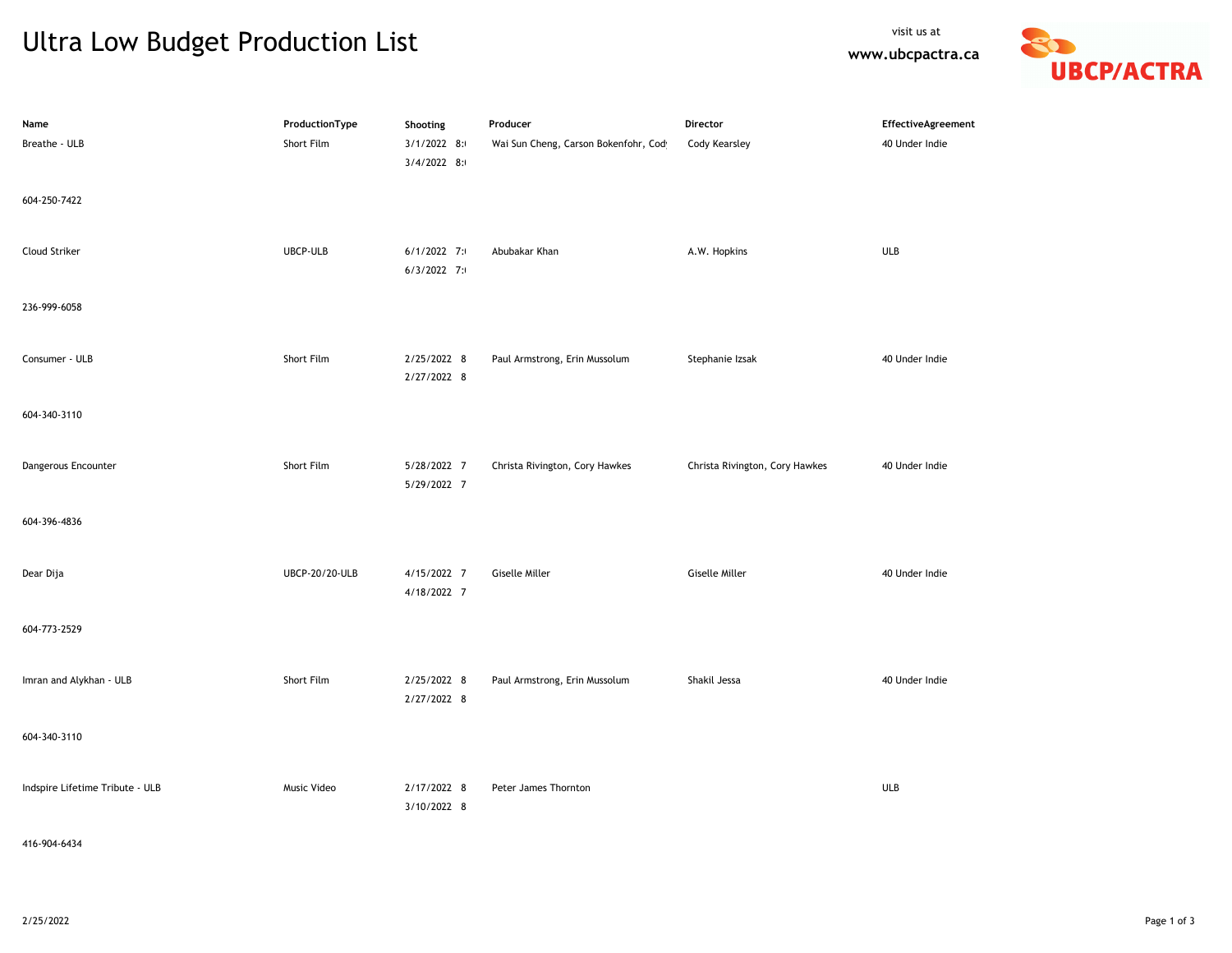# Ultra Low Budget Production List

visit us at
**www.ubcpactra.ca**

UBCP/ACTRA

| Name | ProductionType | Shooting | Producer | Director | EffectiveAgreement |
|---|---|---|---|---|---|
| Breathe - ULB | Short Film | 3/1/2022 8:<br>3/4/2022 8: | Wai Sun Cheng, Carson Bokenfohr, Cod | Cody Kearsley | 40 Under Indie |
| 604-250-7422 | | | | | |
| Cloud Striker | UBCP-ULB | 6/1/2022 7:<br>6/3/2022 7: | Abubakar Khan | A.W. Hopkins | ULB |
| 236-999-6058 | | | | | |
| Consumer - ULB | Short Film | 2/25/2022 8<br>2/27/2022 8 | Paul Armstrong, Erin Mussolum | Stephanie Izsak | 40 Under Indie |
| 604-340-3110 | | | | | |
| Dangerous Encounter | Short Film | 5/28/2022 7<br>5/29/2022 7 | Christa Rivington, Cory Hawkes | Christa Rivington, Cory Hawkes | 40 Under Indie |
| 604-396-4836 | | | | | |
| Dear Dija | UBCP-20/20-ULB | 4/15/2022 7<br>4/18/2022 7 | Giselle Miller | Giselle Miller | 40 Under Indie |
| 604-773-2529 | | | | | |
| Imran and Alykhan - ULB | Short Film | 2/25/2022 8<br>2/27/2022 8 | Paul Armstrong, Erin Mussolum | Shakil Jessa | 40 Under Indie |
| 604-340-3110 | | | | | |
| Indspire Lifetime Tribute - ULB | Music Video | 2/17/2022 8<br>3/10/2022 8 | Peter James Thornton | | ULB |
| 416-904-6434 | | | | | |

2/25/2022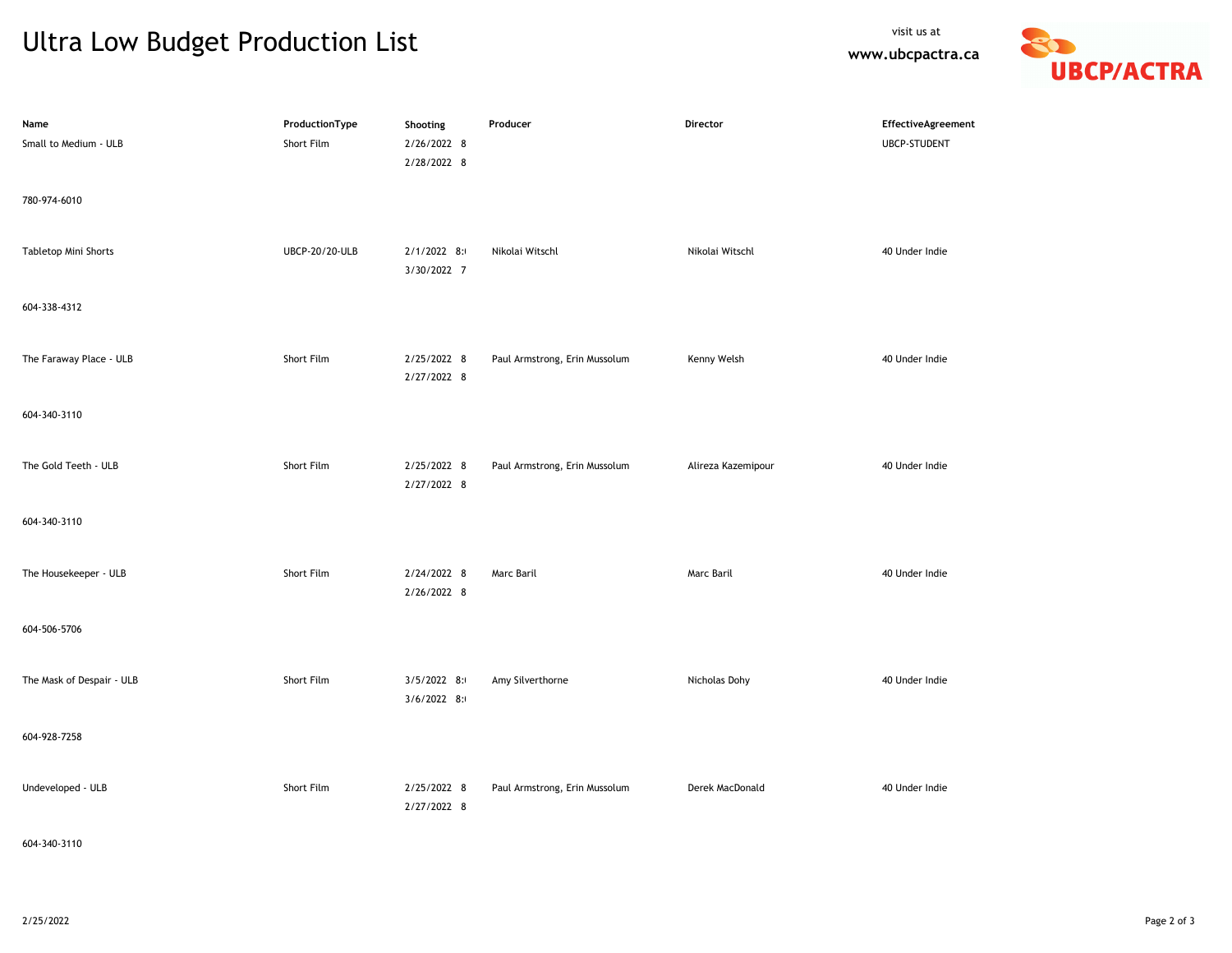# Ultra Low Budget Production List

visit us at
**www.ubcpactra.ca**

UBCP/ACTRA

| Name | ProductionType | Shooting | Producer | Director | EffectiveAgreement |
|---|---|---|---|---|---|
| Small to Medium - ULB | Short Film | 2/26/2022 8<br>2/28/2022 8 | | | UBCP-STUDENT |
| 780-974-6010 | | | | | |
| Tabletop Mini Shorts | UBCP-20/20-ULB | 2/1/2022 8:<br>3/30/2022 7 | Nikolai Witschl | Nikolai Witschl | 40 Under Indie |
| 604-338-4312 | | | | | |
| The Faraway Place - ULB | Short Film | 2/25/2022 8<br>2/27/2022 8 | Paul Armstrong, Erin Mussolum | Kenny Welsh | 40 Under Indie |
| 604-340-3110 | | | | | |
| The Gold Teeth - ULB | Short Film | 2/25/2022 8<br>2/27/2022 8 | Paul Armstrong, Erin Mussolum | Alireza Kazemipour | 40 Under Indie |
| 604-340-3110 | | | | | |
| The Housekeeper - ULB | Short Film | 2/24/2022 8<br>2/26/2022 8 | Marc Baril | Marc Baril | 40 Under Indie |
| 604-506-5706 | | | | | |
| The Mask of Despair - ULB | Short Film | 3/5/2022 8:<br>3/6/2022 8: | Amy Silverthorne | Nicholas Dohy | 40 Under Indie |
| 604-928-7258 | | | | | |
| Undeveloped - ULB | Short Film | 2/25/2022 8<br>2/27/2022 8 | Paul Armstrong, Erin Mussolum | Derek MacDonald | 40 Under Indie |
| 604-340-3110 | | | | | |

2/25/2022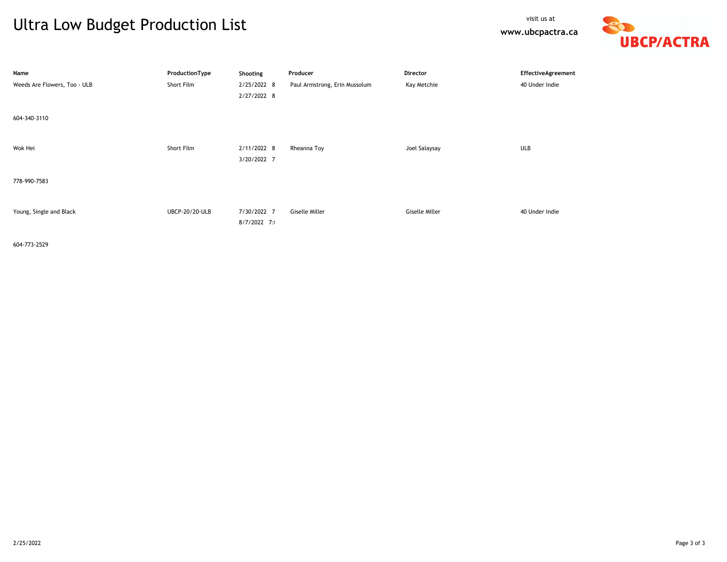# Ultra Low Budget Production List

visit us at
**www.ubcpactra.ca**

| Name | ProductionType | Shooting | Producer | Director | EffectiveAgreement |
|---|---|---|---|---|---|
| Weeds Are Flowers, Too - ULB | Short Film | 2/25/2022 8<br>2/27/2022 8 | Paul Armstrong, Erin Mussolum | Kay Metchie | 40 Under Indie |
| 604-340-3110 | | | | | |
| Wok Hei | Short Film | 2/11/2022 8<br>3/20/2022 7 | Rheanna Toy | Joel Salaysay | ULB |
| 778-990-7583 | | | | | |
| Young, Single and Black | UBCP-20/20-ULB | 7/30/2022 7<br>8/7/2022 7: | Giselle Miller | Giselle Miller | 40 Under Indie |
| 604-773-2529 | | | | | |

2/25/2022